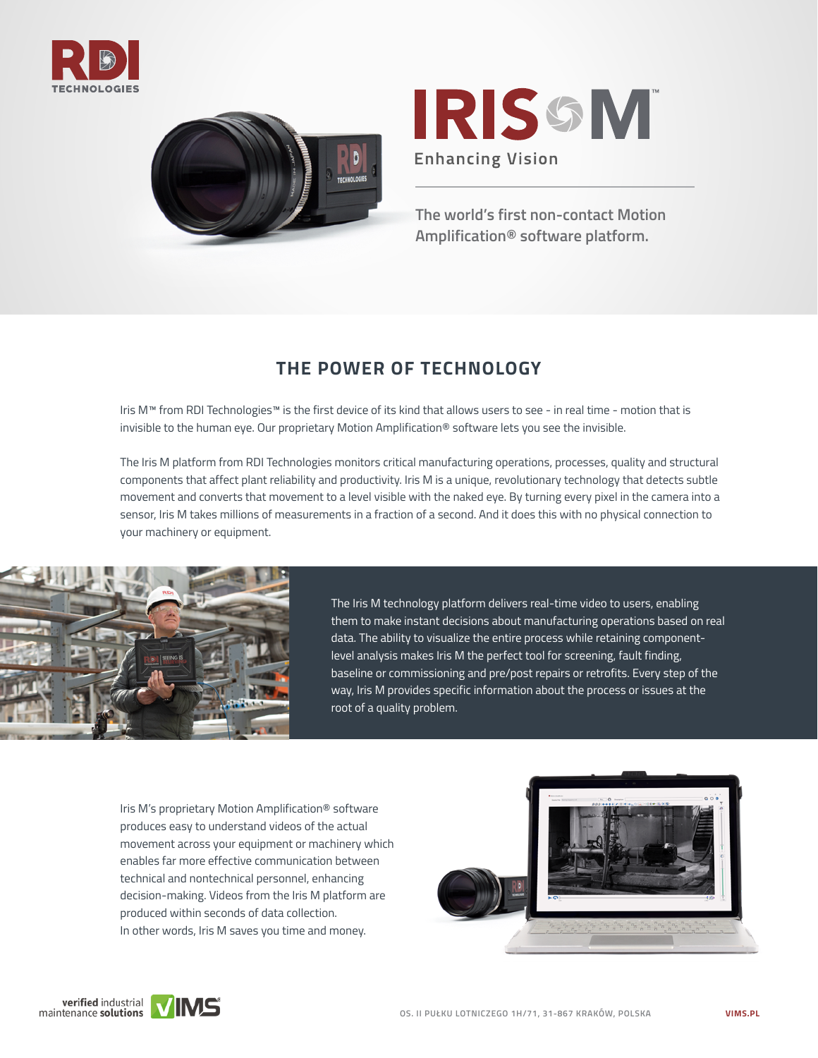# IRIS M™

Enhancing Vision

The world's first non-contact Motion Amplification® software platform.

## THE POWER OF TECHNOLOGY

Iris M™ from RDI Technologies™ is the first device of its kind that allows users to see - in real time - motion that is invisible to the human eye. Our proprietary Motion Amplification® software lets you see the invisible.

The Iris M platform from RDI Technologies monitors critical manufacturing operations, processes, quality and structural components that affect plant reliability and productivity. Iris M is a unique, revolutionary technology that detects subtle movement and converts that movement to a level visible with the naked eye. By turning every pixel in the camera into a sensor, Iris M takes millions of measurements in a fraction of a second. And it does this with no physical connection to your machinery or equipment.

The Iris M technology platform delivers real-time video to users, enabling them to make instant decisions about manufacturing operations based on real data. The ability to visualize the entire process while retaining component-level analysis makes Iris M the perfect tool for screening, fault finding, baseline or commissioning and pre/post repairs or retrofits. Every step of the way, Iris M provides specific information about the process or issues at the root of a quality problem.

Iris M's proprietary Motion Amplification® software produces easy to understand videos of the actual movement across your equipment or machinery which enables far more effective communication between technical and nontechnical personnel, enhancing decision-making. Videos from the Iris M platform are produced within seconds of data collection.
In other words, Iris M saves you time and money.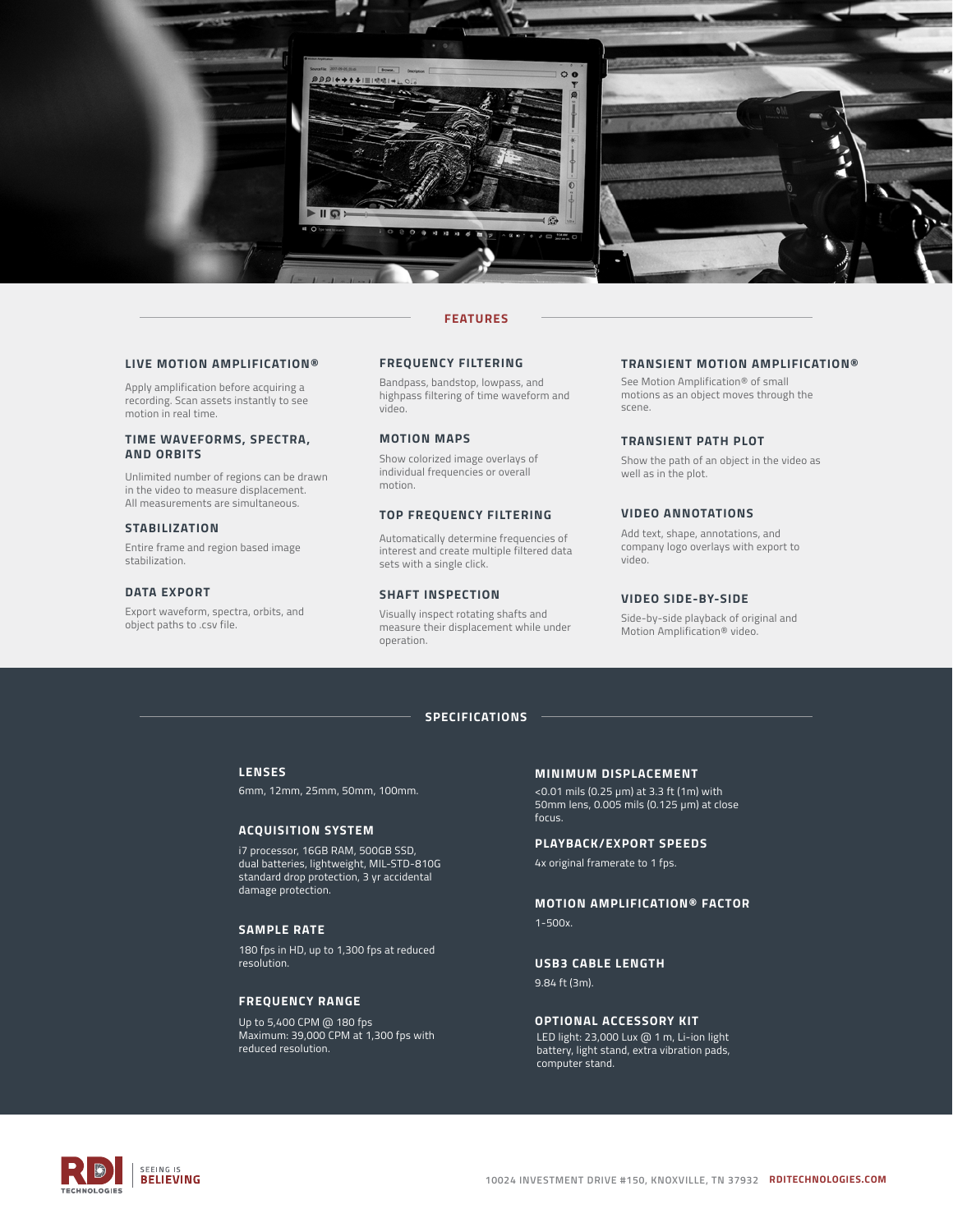## FEATURES

### LIVE MOTION AMPLIFICATION®

Apply amplification before acquiring a recording. Scan assets instantly to see motion in real time.

### TIME WAVEFORMS, SPECTRA, AND ORBITS

Unlimited number of regions can be drawn in the video to measure displacement. All measurements are simultaneous.

### STABILIZATION

Entire frame and region based image stabilization.

### DATA EXPORT

Export waveform, spectra, orbits, and object paths to .csv file.

### FREQUENCY FILTERING

Bandpass, bandstop, lowpass, and highpass filtering of time waveform and video.

### MOTION MAPS

Show colorized image overlays of individual frequencies or overall motion.

### TOP FREQUENCY FILTERING

Automatically determine frequencies of interest and create multiple filtered data sets with a single click.

### SHAFT INSPECTION

Visually inspect rotating shafts and measure their displacement while under operation.

### TRANSIENT MOTION AMPLIFICATION®

See Motion Amplification® of small motions as an object moves through the scene.

### TRANSIENT PATH PLOT

Show the path of an object in the video as well as in the plot.

### VIDEO ANNOTATIONS

Add text, shape, annotations, and company logo overlays with export to video.

### VIDEO SIDE-BY-SIDE

Side-by-side playback of original and Motion Amplification® video.

## SPECIFICATIONS

### LENSES

6mm, 12mm, 25mm, 50mm, 100mm.

### ACQUISITION SYSTEM

i7 processor, 16GB RAM, 500GB SSD, dual batteries, lightweight, MIL-STD-810G standard drop protection, 3 yr accidental damage protection.

### SAMPLE RATE

180 fps in HD, up to 1,300 fps at reduced resolution.

### FREQUENCY RANGE

Up to 5,400 CPM @ 180 fps
Maximum: 39,000 CPM at 1,300 fps with reduced resolution.

### MINIMUM DISPLACEMENT

<0.01 mils (0.25 µm) at 3.3 ft (1m) with 50mm lens, 0.005 mils (0.125 µm) at close focus.

### PLAYBACK/EXPORT SPEEDS

4x original framerate to 1 fps.

### MOTION AMPLIFICATION® FACTOR

1-500x.

### USB3 CABLE LENGTH

9.84 ft (3m).

### OPTIONAL ACCESSORY KIT

LED light: 23,000 Lux @ 1 m, Li-ion light battery, light stand, extra vibration pads, computer stand.

RDI TECHNOLOGIES | SEEING IS BELIEVING

10024 INVESTMENT DRIVE #150, KNOXVILLE, TN 37932 RDITECHNOLOGIES.COM